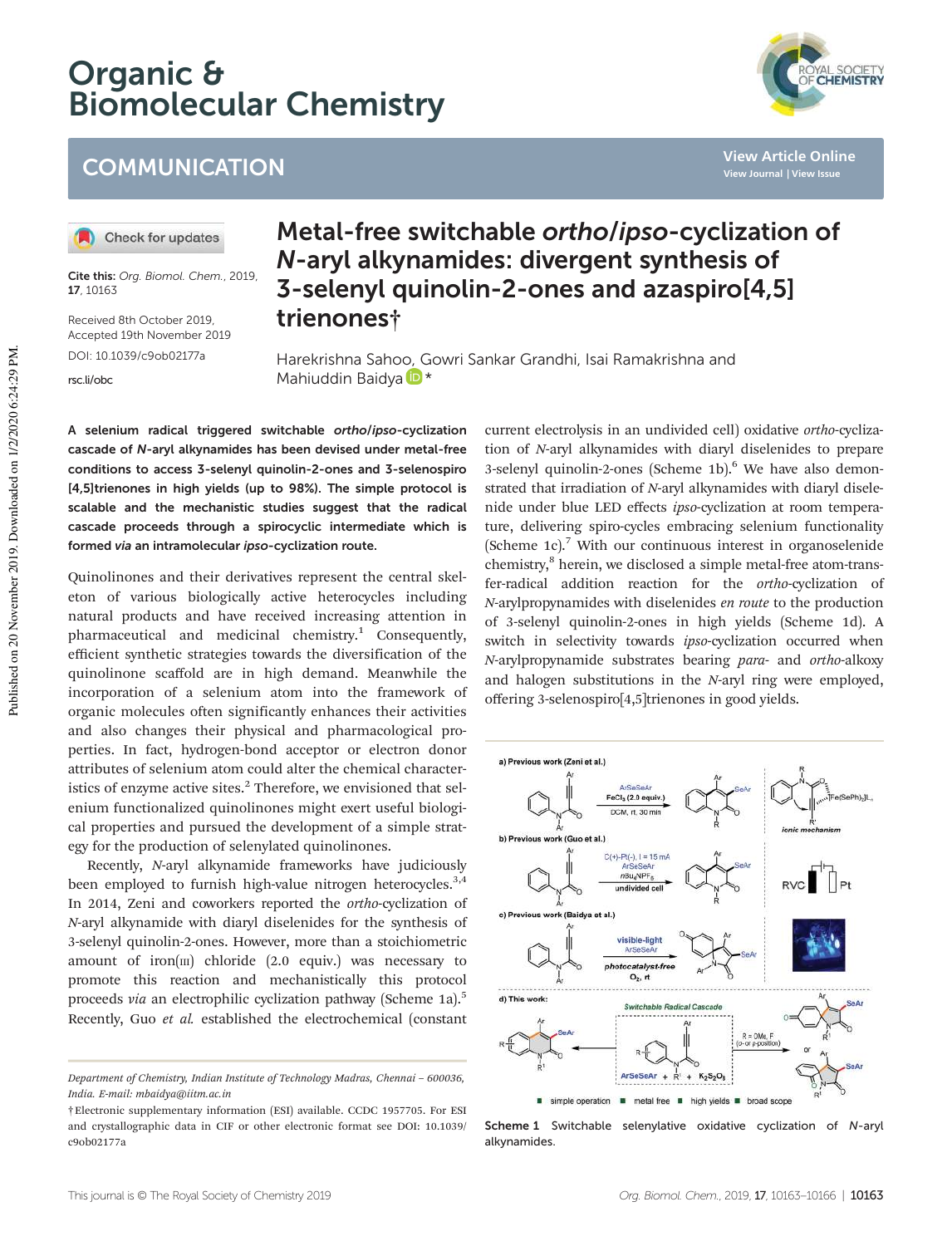# Metal-free switchable *ortho*/*ipso*-cyclization of *N*-aryl alkynamides: divergent synthesis of 3-selenyl quinolin-2-ones and azaspiro[4,5] trienones†

Harekrishna Sahoo, Gowri Sankar Grandhi, Isai Ramakrishna and Mahiuddin Baidya *

Cite this: *Org. Biomol. Chem.*, 2019, **17**, 10163

Received 8th October 2019, Accepted 19th November 2019

DOI: 10.1039/c9ob02177a

rsc.li/obc

**A selenium radical triggered switchable *ortho*/*ipso*-cyclization cascade of *N*-aryl alkynamides has been devised under metal-free conditions to access 3-selenyl quinolin-2-ones and 3-selenospiro [4,5]trienones in high yields (up to 98%). The simple protocol is scalable and the mechanistic studies suggest that the radical cascade proceeds through a spirocyclic intermediate which is formed *via* an intramolecular *ipso*-cyclization route.**

Quinolinones and their derivatives represent the central skeleton of various biologically active heterocycles including natural products and have received increasing attention in pharmaceutical and medicinal chemistry.[1] Consequently, efficient synthetic strategies towards the diversification of the quinolinone scaffold are in high demand. Meanwhile the incorporation of a selenium atom into the framework of organic molecules often significantly enhances their activities and also changes their physical and pharmacological properties. In fact, hydrogen-bond acceptor or electron donor attributes of selenium atom could alter the chemical characteristics of enzyme active sites.[2] Therefore, we envisioned that selenium functionalized quinolinones might exert useful biological properties and pursued the development of a simple strategy for the production of selenylated quinolinones.

Recently, *N*-aryl alkynamide frameworks have judiciously been employed to furnish high-value nitrogen heterocycles.[3,4] In 2014, Zeni and coworkers reported the *ortho*-cyclization of *N*-aryl alkynamide with diaryl diselenides for the synthesis of 3-selenyl quinolin-2-ones. However, more than a stoichiometric amount of iron(III) chloride (2.0 equiv.) was necessary to promote this reaction and mechanistically this protocol proceeds *via* an electrophilic cyclization pathway (Scheme 1a).[5] Recently, Guo *et al.* established the electrochemical (constant current electrolysis in an undivided cell) oxidative *ortho*-cyclization of *N*-aryl alkynamides with diaryl diselenides to prepare 3-selenyl quinolin-2-ones (Scheme 1b).[6] We have also demonstrated that irradiation of *N*-aryl alkynamides with diaryl diselenide under blue LED effects *ipso*-cyclization at room temperature, delivering spiro-cycles embracing selenium functionality (Scheme 1c).[7] With our continuous interest in organoselenide chemistry,[8] herein, we disclosed a simple metal-free atom-transfer-radical addition reaction for the *ortho*-cyclization of *N*-arylpropynamides with diselenides *en route* to the production of 3-selenyl quinolin-2-ones in high yields (Scheme 1d). A switch in selectivity towards *ipso*-cyclization occurred when *N*-arylpropynamide substrates bearing *para*- and *ortho*-alkoxy and halogen substitutions in the *N*-aryl ring were employed, offering 3-selenospiro[4,5]trienones in good yields.

Scheme 1 Switchable selenylative oxidative cyclization of *N*-aryl alkynamides.

*Department of Chemistry, Indian Institute of Technology Madras, Chennai – 600036, India. E-mail: mbaidya@iitm.ac.in*

†Electronic supplementary information (ESI) available. CCDC 1957705. For ESI and crystallographic data in CIF or other electronic format see DOI: 10.1039/c9ob02177a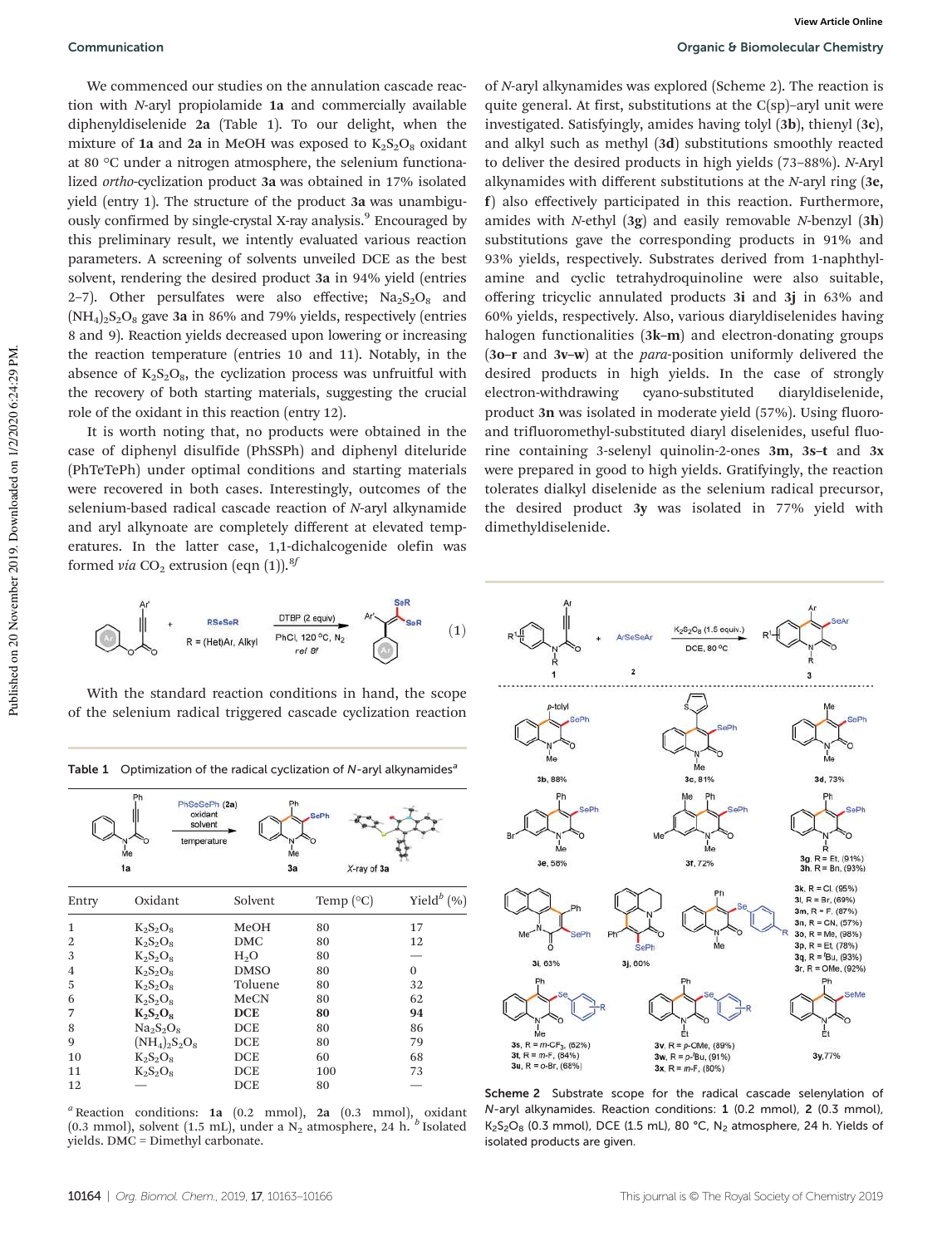We commenced our studies on the annulation cascade reaction with *N*-aryl propiolamide **1a** and commercially available diphenyldiselenide **2a** (Table 1). To our delight, when the mixture of **1a** and **2a** in MeOH was exposed to $K_2S_2O_8$ oxidant at 80 °C under a nitrogen atmosphere, the selenium functionalized *ortho*-cyclization product **3a** was obtained in 17% isolated yield (entry 1). The structure of the product **3a** was unambiguously confirmed by single-crystal X-ray analysis.[9] Encouraged by this preliminary result, we intently evaluated various reaction parameters. A screening of solvents unveiled DCE as the best solvent, rendering the desired product **3a** in 94% yield (entries 2–7). Other persulfates were also effective; $Na_2S_2O_8$ and $(NH_4)_2S_2O_8$ gave **3a** in 86% and 79% yields, respectively (entries 8 and 9). Reaction yields decreased upon lowering or increasing the reaction temperature (entries 10 and 11). Notably, in the absence of $K_2S_2O_8$, the cyclization process was unfruitful with the recovery of both starting materials, suggesting the crucial role of the oxidant in this reaction (entry 12).

It is worth noting that, no products were obtained in the case of diphenyl disulfide (PhSSPh) and diphenyl diteluride (PhTeTePh) under optimal conditions and starting materials were recovered in both cases. Interestingly, outcomes of the selenium-based radical cascade reaction of *N*-aryl alkynamide and aryl alkynoate are completely different at elevated temperatures. In the latter case, 1,1-dichalcogenide olefin was formed *via* $CO_2$ extrusion (eqn (1)).[8f]

(1) Aryl alkynoate + RSeSeR (R = (Het)Ar, Alkyl) → [DTBP (2 equiv), PhCl, 120 °C, $N_2$, ref 8f] 1,1-bis(SeR) olefin

With the standard reaction conditions in hand, the scope of the selenium radical triggered cascade cyclization reaction of *N*-aryl alkynamides was explored (Scheme 2). The reaction is quite general. At first, substitutions at the C(sp)–aryl unit were investigated. Satisfyingly, amides having tolyl (**3b**), thienyl (**3c**), and alkyl such as methyl (**3d**) substitutions smoothly reacted to deliver the desired products in high yields (73–88%). *N*-Aryl alkynamides with different substitutions at the *N*-aryl ring (**3e**, **f**) also effectively participated in this reaction. Furthermore, amides with *N*-ethyl (**3g**) and easily removable *N*-benzyl (**3h**) substitutions gave the corresponding products in 91% and 93% yields, respectively. Substrates derived from 1-naphthylamine and cyclic tetrahydroquinoline were also suitable, offering tricyclic annulated products **3i** and **3j** in 63% and 60% yields, respectively. Also, various diaryldiselenides having halogen functionalities (**3k–m**) and electron-donating groups (**3o–r** and **3v–w**) at the *para*-position uniformly delivered the desired products in high yields. In the case of strongly electron-withdrawing cyano-substituted diaryldiselenide, product **3n** was isolated in moderate yield (57%). Using fluoro- and trifluoromethyl-substituted diaryl diselenides, useful fluorine containing 3-selenyl quinolin-2-ones **3m**, **3s–t** and **3x** were prepared in good to high yields. Gratifyingly, the reaction tolerates dialkyl diselenide as the selenium radical precursor, the desired product **3y** was isolated in 77% yield with dimethyldiselenide.

**Table 1** Optimization of the radical cyclization of *N*-aryl alkynamides[a]

Scheme: **1a** + PhSeSePh (**2a**), oxidant, solvent, temperature → **3a** (X-ray of **3a**)

| Entry | Oxidant | Solvent | Temp (°C) | Yield[b] (%) |
|---|---|---|---|---|
| 1 | $K_2S_2O_8$ | MeOH | 80 | 17 |
| 2 | $K_2S_2O_8$ | DMC | 80 | 12 |
| 3 | $K_2S_2O_8$ | $H_2O$ | 80 | — |
| 4 | $K_2S_2O_8$ | DMSO | 80 | 0 |
| 5 | $K_2S_2O_8$ | Toluene | 80 | 32 |
| 6 | $K_2S_2O_8$ | MeCN | 80 | 62 |
| 7 | **$K_2S_2O_8$** | **DCE** | **80** | **94** |
| 8 | $Na_2S_2O_8$ | DCE | 80 | 86 |
| 9 | $(NH_4)_2S_2O_8$ | DCE | 80 | 79 |
| 10 | $K_2S_2O_8$ | DCE | 60 | 68 |
| 11 | $K_2S_2O_8$ | DCE | 100 | 73 |
| 12 | — | DCE | 80 | — |

[a] Reaction conditions: **1a** (0.2 mmol), **2a** (0.3 mmol), oxidant (0.3 mmol), solvent (1.5 mL), under a $N_2$ atmosphere, 24 h. [b] Isolated yields. DMC = Dimethyl carbonate.

Scheme: **1** + ArSeSeAr (**2**) → [$K_2S_2O_8$ (1.5 equiv.), DCE, 80 °C] **3**

**3b**, 88%; **3c**, 81%; **3d**, 73%; **3e**, 58%; **3f**, 72%; **3g**, R = Et, (91%); **3h**, R = Bn, (93%); **3i**, 63%; **3j**, 60%; **3k**, R = Cl, (95%); **3l**, R = Br, (69%); **3m**, R = F, (87%); **3n**, R = CN, (57%); **3o**, R = Me, (98%); **3p**, R = Et, (78%); **3q**, R = $^t$Bu, (93%); **3r**, R = OMe, (92%); **3s**, R = *m*-CF$_3$, (62%); **3t**, R = *m*-F, (84%); **3u**, R = *o*-Br, (68%); **3v**, R = *p*-OMe, (89%); **3w**, R = *p*-$^t$Bu, (91%); **3x**, R = *m*-F, (80%); **3y**, 77%

**Scheme 2** Substrate scope for the radical cascade selenylation of *N*-aryl alkynamides. Reaction conditions: **1** (0.2 mmol), **2** (0.3 mmol), $K_2S_2O_8$ (0.3 mmol), DCE (1.5 mL), 80 °C, $N_2$ atmosphere, 24 h. Yields of isolated products are given.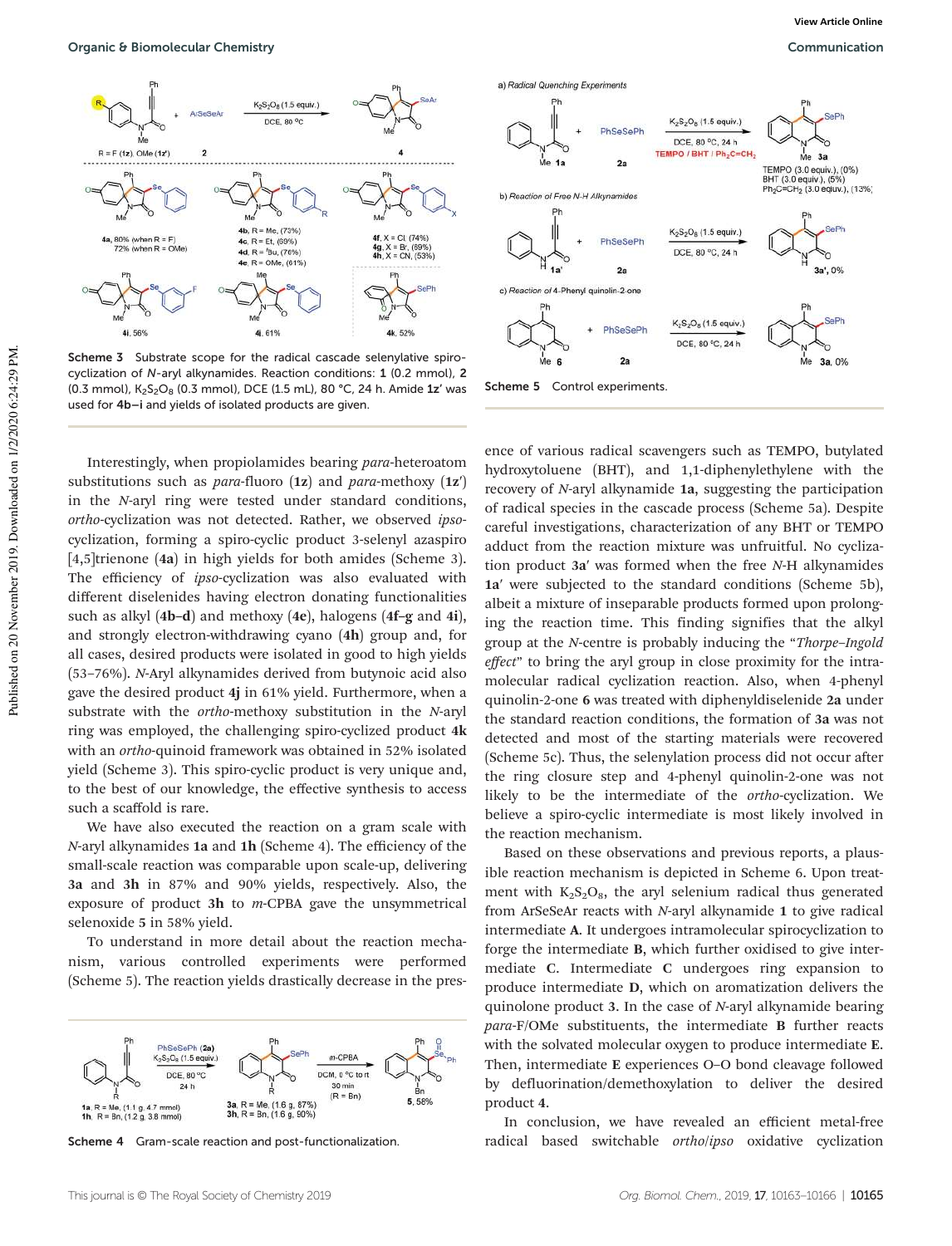Scheme 3 Substrate scope for the radical cascade selenylative spiro-cyclization of N-aryl alkynamides. Reaction conditions: **1** (0.2 mmol), **2** (0.3 mmol), $K_2S_2O_8$ (0.3 mmol), DCE (1.5 mL), 80 °C, 24 h. Amide **1z′** was used for **4b–i** and yields of isolated products are given.

Interestingly, when propiolamides bearing *para*-heteroatom substitutions such as *para*-fluoro (**1z**) and *para*-methoxy (**1z′**) in the *N*-aryl ring were tested under standard conditions, *ortho*-cyclization was not detected. Rather, we observed *ipso*-cyclization, forming a spiro-cyclic product 3-selenyl azaspiro [4,5]trienone (**4a**) in high yields for both amides (Scheme 3). The efficiency of *ipso*-cyclization was also evaluated with different diselenides having electron donating functionalities such as alkyl (**4b–d**) and methoxy (**4e**), halogens (**4f–g** and **4i**), and strongly electron-withdrawing cyano (**4h**) group and, for all cases, desired products were isolated in good to high yields (53–76%). *N*-Aryl alkynamides derived from butynoic acid also gave the desired product **4j** in 61% yield. Furthermore, when a substrate with the *ortho*-methoxy substitution in the *N*-aryl ring was employed, the challenging spiro-cyclized product **4k** with an *ortho*-quinoid framework was obtained in 52% isolated yield (Scheme 3). This spiro-cyclic product is very unique and, to the best of our knowledge, the effective synthesis to access such a scaffold is rare.

We have also executed the reaction on a gram scale with *N*-aryl alkynamides **1a** and **1h** (Scheme 4). The efficiency of the small-scale reaction was comparable upon scale-up, delivering **3a** and **3h** in 87% and 90% yields, respectively. Also, the exposure of product **3h** to *m*-CPBA gave the unsymmetrical selenoxide **5** in 58% yield.

To understand in more detail about the reaction mechanism, various controlled experiments were performed (Scheme 5). The reaction yields drastically decrease in the presence of various radical scavengers such as TEMPO, butylated hydroxytoluene (BHT), and 1,1-diphenylethylene with the recovery of *N*-aryl alkynamide **1a**, suggesting the participation of radical species in the cascade process (Scheme 5a). Despite careful investigations, characterization of any BHT or TEMPO adduct from the reaction mixture was unfruitful. No cyclization product **3a′** was formed when the free *N*-H alkynamides **1a′** were subjected to the standard conditions (Scheme 5b), albeit a mixture of inseparable products formed upon prolonging the reaction time. This finding signifies that the alkyl group at the *N*-centre is probably inducing the "*Thorpe–Ingold effect*" to bring the aryl group in close proximity for the intramolecular radical cyclization reaction. Also, when 4-phenyl quinolin-2-one **6** was treated with diphenyldiselenide **2a** under the standard reaction conditions, the formation of **3a** was not detected and most of the starting materials were recovered (Scheme 5c). Thus, the selenylation process did not occur after the ring closure step and 4-phenyl quinolin-2-one was not likely to be the intermediate of the *ortho*-cyclization. We believe a spiro-cyclic intermediate is most likely involved in the reaction mechanism.

Scheme 4 Gram-scale reaction and post-functionalization.

Scheme 5 Control experiments.

Based on these observations and previous reports, a plausible reaction mechanism is depicted in Scheme 6. Upon treatment with $K_2S_2O_8$, the aryl selenium radical thus generated from ArSeSeAr reacts with *N*-aryl alkynamide **1** to give radical intermediate **A**. It undergoes intramolecular spirocyclization to forge the intermediate **B**, which further oxidised to give intermediate **C**. Intermediate **C** undergoes ring expansion to produce intermediate **D**, which on aromatization delivers the quinolone product **3**. In the case of *N*-aryl alkynamide bearing *para*-F/OMe substituents, the intermediate **B** further reacts with the solvated molecular oxygen to produce intermediate **E**. Then, intermediate **E** experiences O–O bond cleavage followed by defluorination/demethoxylation to deliver the desired product **4**.

In conclusion, we have revealed an efficient metal-free radical based switchable *ortho*/*ipso* oxidative cyclization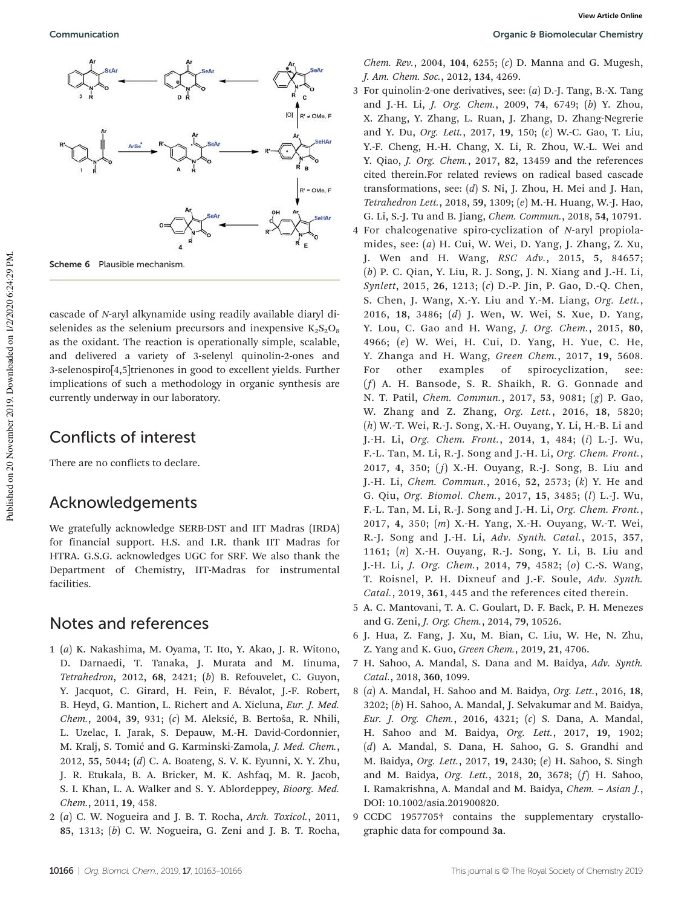Scheme 6 Plausible mechanism.

cascade of *N*-aryl alkynamide using readily available diaryl diselenides as the selenium precursors and inexpensive $K_2S_2O_8$ as the oxidant. The reaction is operationally simple, scalable, and delivered a variety of 3-selenyl quinolin-2-ones and 3-selenospiro[4,5]trienones in good to excellent yields. Further implications of such a methodology in organic synthesis are currently underway in our laboratory.

## Conflicts of interest

There are no conflicts to declare.

## Acknowledgements

We gratefully acknowledge SERB-DST and IIT Madras (IRDA) for financial support. H.S. and I.R. thank IIT Madras for HTRA. G.S.G. acknowledges UGC for SRF. We also thank the Department of Chemistry, IIT-Madras for instrumental facilities.

## Notes and references

1 (*a*) K. Nakashima, M. Oyama, T. Ito, Y. Akao, J. R. Witono, D. Darnaedi, T. Tanaka, J. Murata and M. Iinuma, *Tetrahedron*, 2012, **68**, 2421; (*b*) B. Refouvelet, C. Guyon, Y. Jacquot, C. Girard, H. Fein, F. Bévalot, J.-F. Robert, B. Heyd, G. Mantion, L. Richert and A. Xicluna, *Eur. J. Med. Chem.*, 2004, **39**, 931; (*c*) M. Aleksić, B. Bertoša, R. Nhili, L. Uzelac, I. Jarak, S. Depauw, M.-H. David-Cordonnier, M. Kralj, S. Tomić and G. Karminski-Zamola, *J. Med. Chem.*, 2012, **55**, 5044; (*d*) C. A. Boateng, S. V. K. Eyunni, X. Y. Zhu, J. R. Etukala, B. A. Bricker, M. K. Ashfaq, M. R. Jacob, S. I. Khan, L. A. Walker and S. Y. Ablordeppey, *Bioorg. Med. Chem.*, 2011, **19**, 458.

2 (*a*) C. W. Nogueira and J. B. T. Rocha, *Arch. Toxicol.*, 2011, **85**, 1313; (*b*) C. W. Nogueira, G. Zeni and J. B. T. Rocha, *Chem. Rev.*, 2004, **104**, 6255; (*c*) D. Manna and G. Mugesh, *J. Am. Chem. Soc.*, 2012, **134**, 4269.

3 For quinolin-2-one derivatives, see: (*a*) D.-J. Tang, B.-X. Tang and J.-H. Li, *J. Org. Chem.*, 2009, **74**, 6749; (*b*) Y. Zhou, X. Zhang, Y. Zhang, L. Ruan, J. Zhang, D. Zhang-Negrerie and Y. Du, *Org. Lett.*, 2017, **19**, 150; (*c*) W.-C. Gao, T. Liu, Y.-F. Cheng, H.-H. Chang, X. Li, R. Zhou, W.-L. Wei and Y. Qiao, *J. Org. Chem.*, 2017, **82**, 13459 and the references cited therein.For related reviews on radical based cascade transformations, see: (*d*) S. Ni, J. Zhou, H. Mei and J. Han, *Tetrahedron Lett.*, 2018, **59**, 1309; (*e*) M.-H. Huang, W.-J. Hao, G. Li, S.-J. Tu and B. Jiang, *Chem. Commun.*, 2018, **54**, 10791.

4 For chalcogenative spiro-cyclization of *N*-aryl propiolamides, see: (*a*) H. Cui, W. Wei, D. Yang, J. Zhang, Z. Xu, J. Wen and H. Wang, *RSC Adv.*, 2015, **5**, 84657; (*b*) P. C. Qian, Y. Liu, R. J. Song, J. N. Xiang and J.-H. Li, *Synlett*, 2015, **26**, 1213; (*c*) D.-P. Jin, P. Gao, D.-Q. Chen, S. Chen, J. Wang, X.-Y. Liu and Y.-M. Liang, *Org. Lett.*, 2016, **18**, 3486; (*d*) J. Wen, W. Wei, S. Xue, D. Yang, Y. Lou, C. Gao and H. Wang, *J. Org. Chem.*, 2015, **80**, 4966; (*e*) W. Wei, H. Cui, D. Yang, H. Yue, C. He, Y. Zhanga and H. Wang, *Green Chem.*, 2017, **19**, 5608. For other examples of spirocyclization, see: (*f*) A. H. Bansode, S. R. Shaikh, R. G. Gonnade and N. T. Patil, *Chem. Commun.*, 2017, **53**, 9081; (*g*) P. Gao, W. Zhang and Z. Zhang, *Org. Lett.*, 2016, **18**, 5820; (*h*) W.-T. Wei, R.-J. Song, X.-H. Ouyang, Y. Li, H.-B. Li and J.-H. Li, *Org. Chem. Front.*, 2014, **1**, 484; (*i*) L.-J. Wu, F.-L. Tan, M. Li, R.-J. Song and J.-H. Li, *Org. Chem. Front.*, 2017, **4**, 350; (*j*) X.-H. Ouyang, R.-J. Song, B. Liu and J.-H. Li, *Chem. Commun.*, 2016, **52**, 2573; (*k*) Y. He and G. Qiu, *Org. Biomol. Chem.*, 2017, **15**, 3485; (*l*) L.-J. Wu, F.-L. Tan, M. Li, R.-J. Song and J.-H. Li, *Org. Chem. Front.*, 2017, **4**, 350; (*m*) X.-H. Yang, X.-H. Ouyang, W.-T. Wei, R.-J. Song and J.-H. Li, *Adv. Synth. Catal.*, 2015, **357**, 1161; (*n*) X.-H. Ouyang, R.-J. Song, Y. Li, B. Liu and J.-H. Li, *J. Org. Chem.*, 2014, **79**, 4582; (*o*) C.-S. Wang, T. Roisnel, P. H. Dixneuf and J.-F. Soule, *Adv. Synth. Catal.*, 2019, **361**, 445 and the references cited therein.

5 A. C. Mantovani, T. A. C. Goulart, D. F. Back, P. H. Menezes and G. Zeni, *J. Org. Chem.*, 2014, **79**, 10526.

6 J. Hua, Z. Fang, J. Xu, M. Bian, C. Liu, W. He, N. Zhu, Z. Yang and K. Guo, *Green Chem.*, 2019, **21**, 4706.

7 H. Sahoo, A. Mandal, S. Dana and M. Baidya, *Adv. Synth. Catal.*, 2018, **360**, 1099.

8 (*a*) A. Mandal, H. Sahoo and M. Baidya, *Org. Lett.*, 2016, **18**, 3202; (*b*) H. Sahoo, A. Mandal, J. Selvakumar and M. Baidya, *Eur. J. Org. Chem.*, 2016, 4321; (*c*) S. Dana, A. Mandal, H. Sahoo and M. Baidya, *Org. Lett.*, 2017, **19**, 1902; (*d*) A. Mandal, S. Dana, H. Sahoo, G. S. Grandhi and M. Baidya, *Org. Lett.*, 2017, **19**, 2430; (*e*) H. Sahoo, S. Singh and M. Baidya, *Org. Lett.*, 2018, **20**, 3678; (*f*) H. Sahoo, I. Ramakrishna, A. Mandal and M. Baidya, *Chem. – Asian J.*, DOI: 10.1002/asia.201900820.

9 CCDC 1957705† contains the supplementary crystallographic data for compound **3a**.